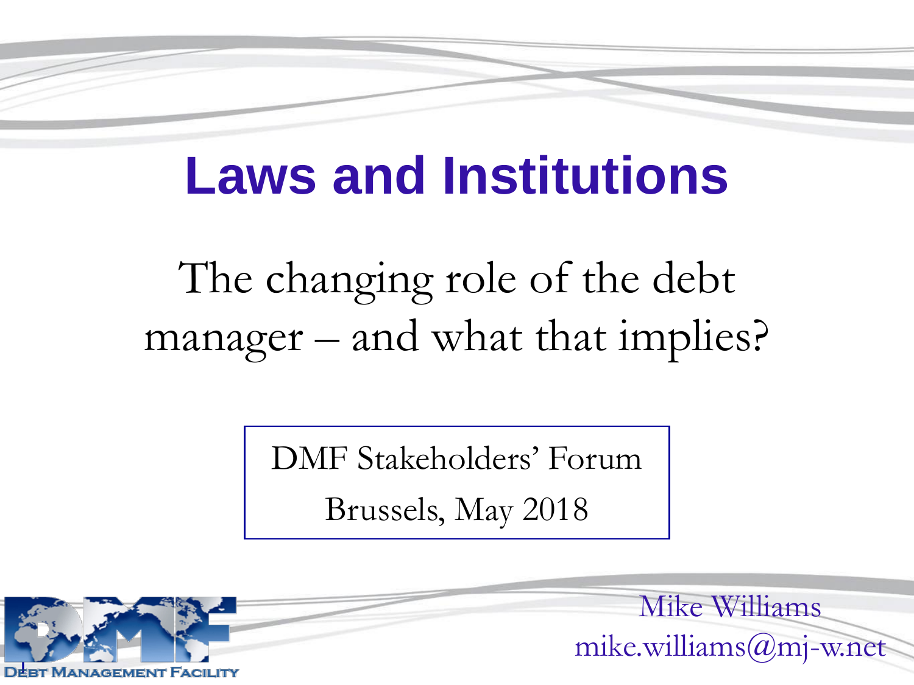# Laws and Institutions

## The changing role of the debt manager – and what that implies?

DMF Stakeholders' Forum

Brussels, May 2018

Debt Management Facility

Mike Williams
mike.williams@mj-w.net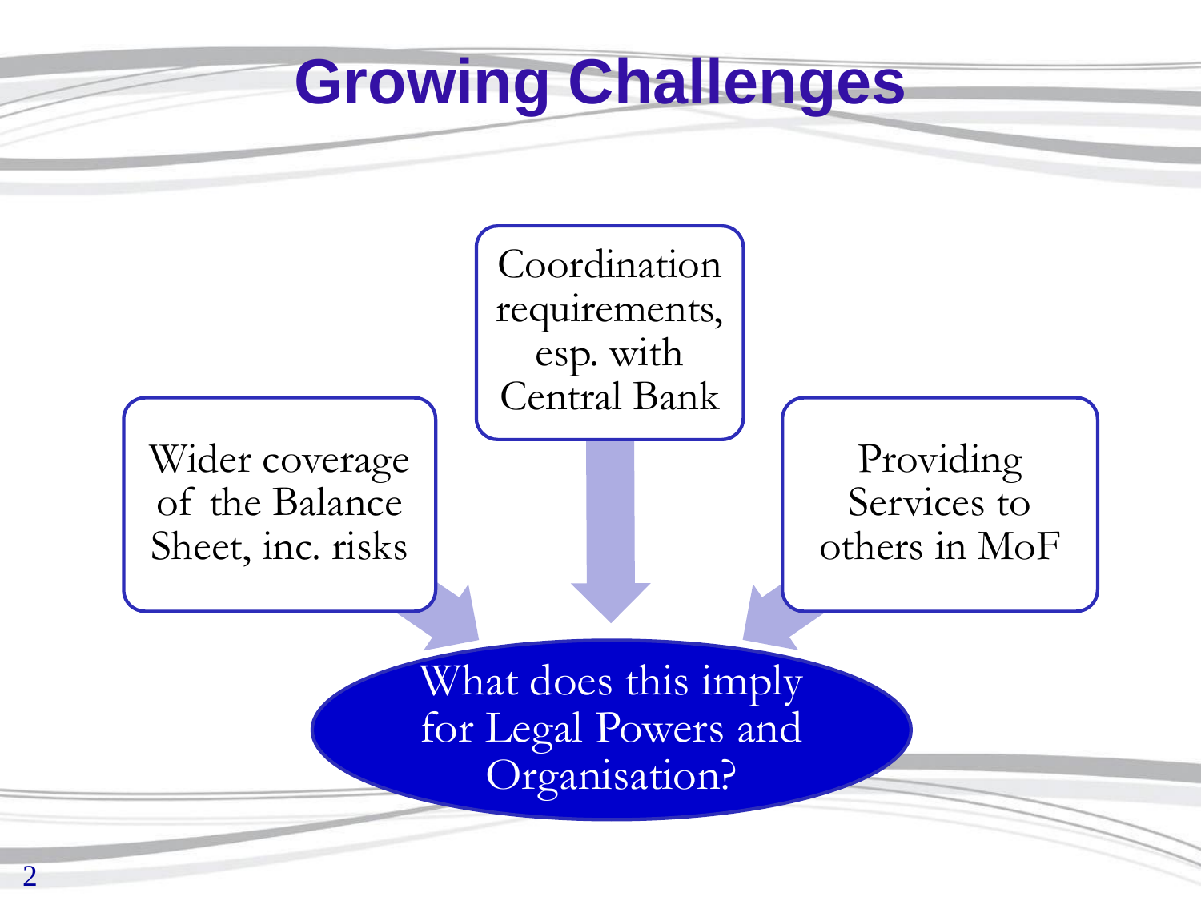# Growing Challenges

- Wider coverage of the Balance Sheet, inc. risks
- Coordination requirements, esp. with Central Bank
- Providing Services to others in MoF

**What does this imply for Legal Powers and Organisation?**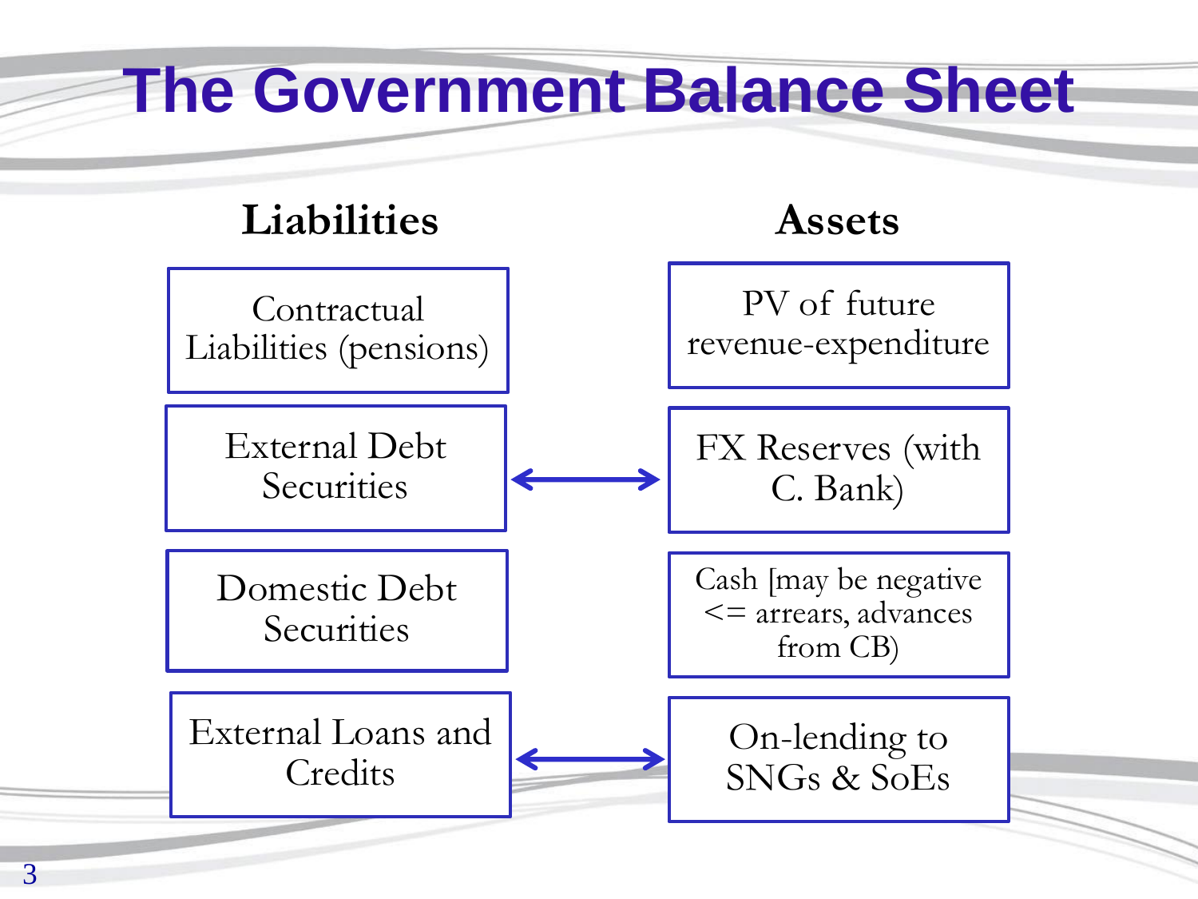# The Government Balance Sheet

| Liabilities | | Assets |
|---|---|---|
| Contractual Liabilities (pensions) | | PV of future revenue-expenditure |
| External Debt Securities | ⟷ | FX Reserves (with C. Bank) |
| Domestic Debt Securities | | Cash [may be negative <= arrears, advances from CB) |
| External Loans and Credits | ⟷ | On-lending to SNGs & SoEs |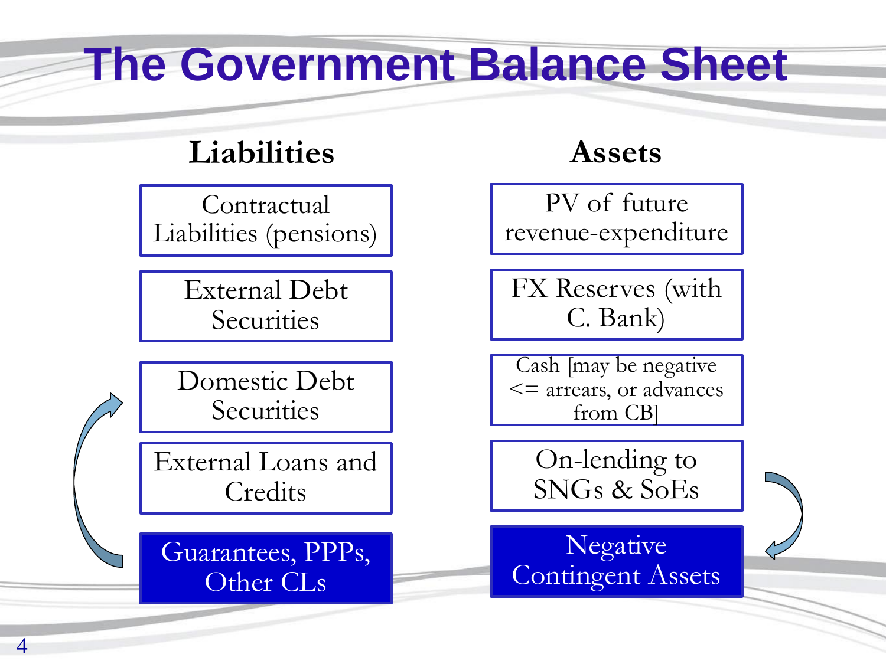# The Government Balance Sheet

| Liabilities | Assets |
| --- | --- |
| Contractual Liabilities (pensions) | PV of future revenue-expenditure |
| External Debt Securities | FX Reserves (with C. Bank) |
| Domestic Debt Securities | Cash [may be negative <= arrears, or advances from CB] |
| External Loans and Credits | On-lending to SNGs & SoEs |
| Guarantees, PPPs, Other CLs | Negative Contingent Assets |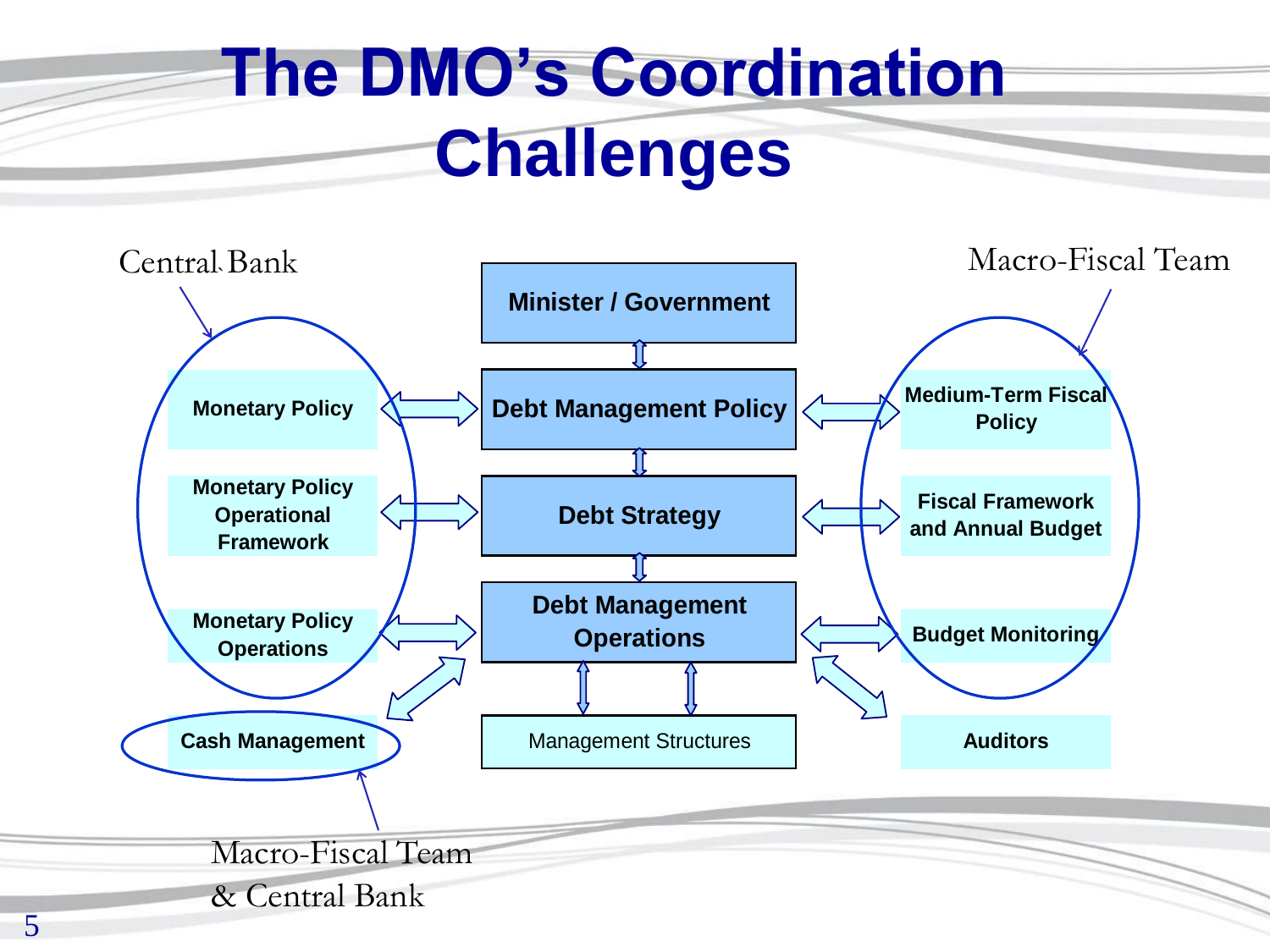# The DMO's Coordination Challenges

Central Bank

- Monetary Policy
- Monetary Policy Operational Framework
- Monetary Policy Operations

Minister / Government

Debt Management Policy

Debt Strategy

Debt Management Operations

Management Structures

Macro-Fiscal Team

- Medium-Term Fiscal Policy
- Fiscal Framework and Annual Budget
- Budget Monitoring

Cash Management

Auditors

Macro-Fiscal Team & Central Bank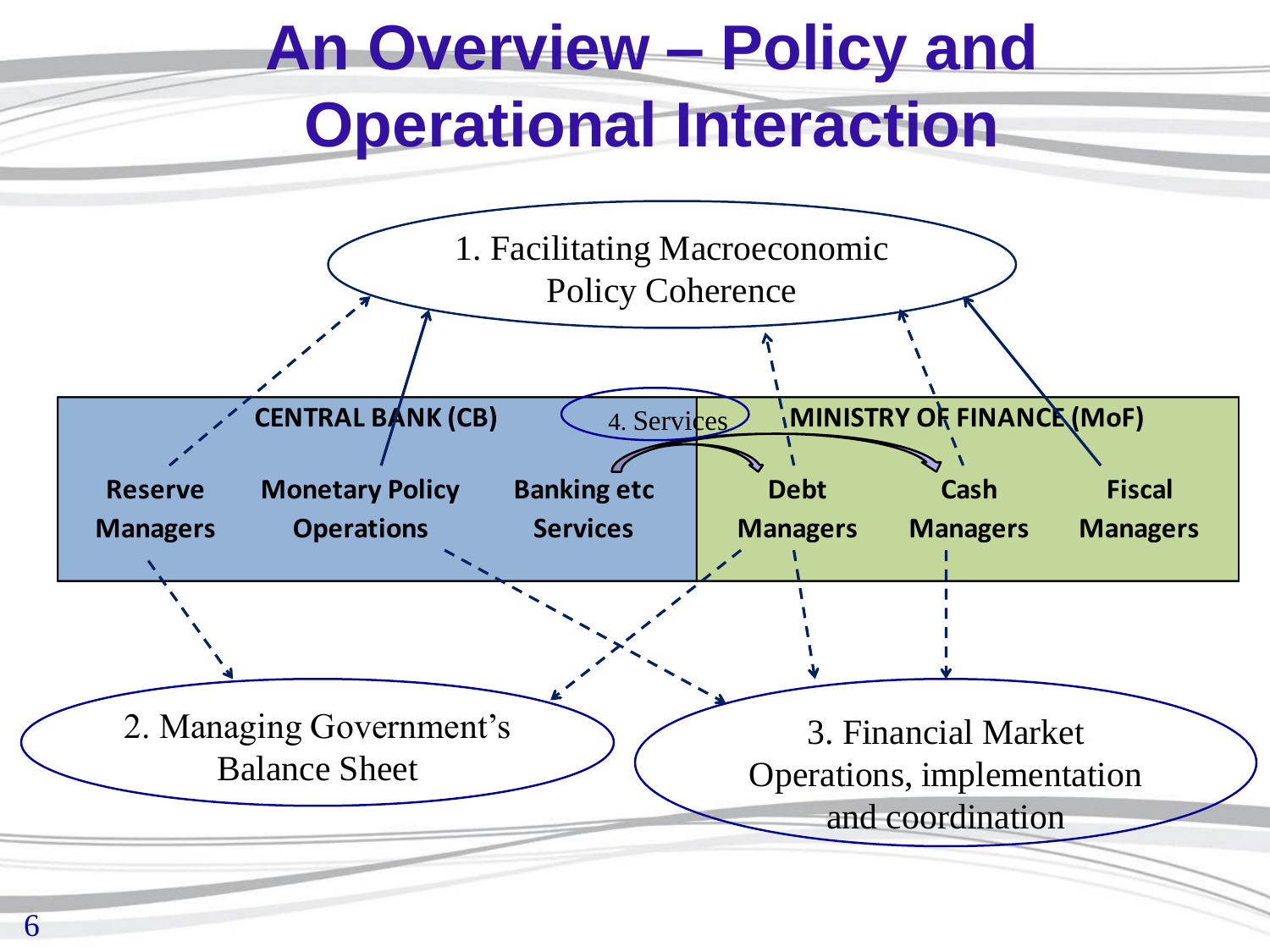# An Overview – Policy and Operational Interaction

1. Facilitating Macroeconomic Policy Coherence

**CENTRAL BANK (CB)**

- **Reserve Managers**
- **Monetary Policy Operations**
- **Banking etc Services**

4. Services

**MINISTRY OF FINANCE (MoF)**

- **Debt Managers**
- **Cash Managers**
- **Fiscal Managers**

2. Managing Government's Balance Sheet

3. Financial Market Operations, implementation and coordination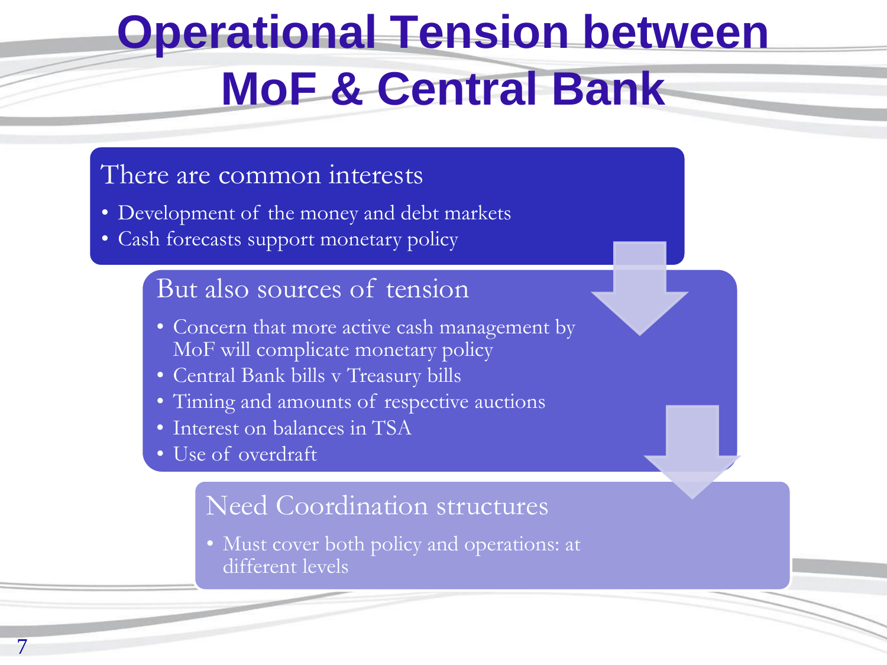# Operational Tension between MoF & Central Bank

## There are common interests

- Development of the money and debt markets
- Cash forecasts support monetary policy

## But also sources of tension

- Concern that more active cash management by MoF will complicate monetary policy
- Central Bank bills v Treasury bills
- Timing and amounts of respective auctions
- Interest on balances in TSA
- Use of overdraft

## Need Coordination structures

- Must cover both policy and operations: at different levels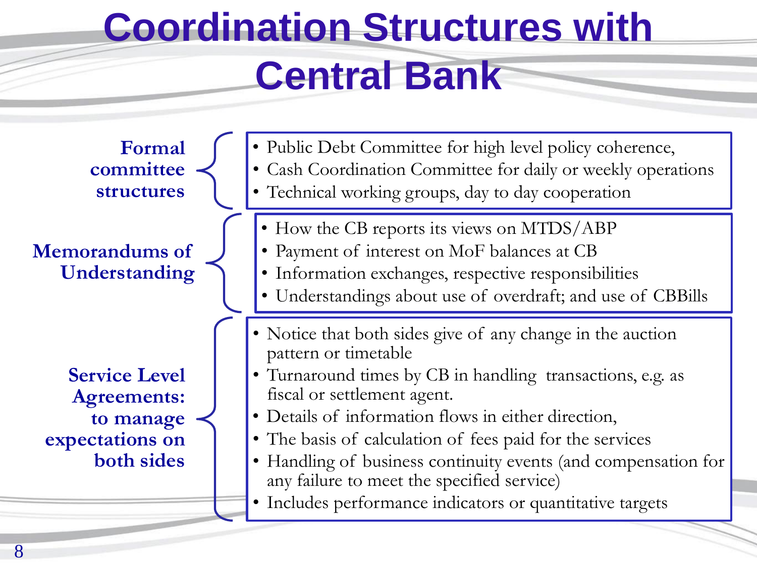# Coordination Structures with Central Bank

**Formal committee structures**

- Public Debt Committee for high level policy coherence,
- Cash Coordination Committee for daily or weekly operations
- Technical working groups, day to day cooperation

**Memorandums of Understanding**

- How the CB reports its views on MTDS/ABP
- Payment of interest on MoF balances at CB
- Information exchanges, respective responsibilities
- Understandings about use of overdraft; and use of CBBills

**Service Level Agreements: to manage expectations on both sides**

- Notice that both sides give of any change in the auction pattern or timetable
- Turnaround times by CB in handling transactions, e.g. as fiscal or settlement agent.
- Details of information flows in either direction,
- The basis of calculation of fees paid for the services
- Handling of business continuity events (and compensation for any failure to meet the specified service)
- Includes performance indicators or quantitative targets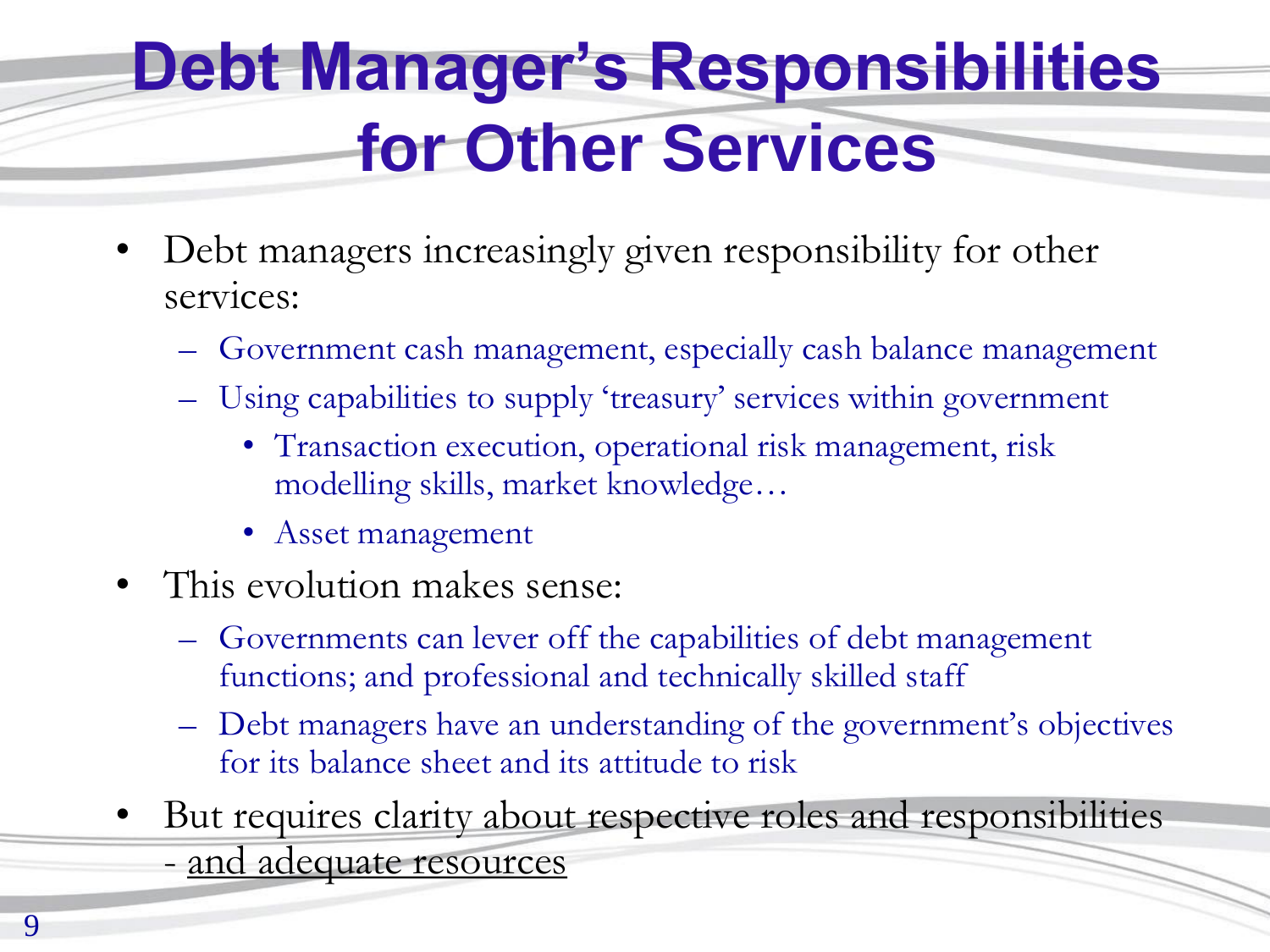# Debt Manager's Responsibilities for Other Services

- Debt managers increasingly given responsibility for other services:
  - Government cash management, especially cash balance management
  - Using capabilities to supply 'treasury' services within government
    - Transaction execution, operational risk management, risk modelling skills, market knowledge…
    - Asset management
- This evolution makes sense:
  - Governments can lever off the capabilities of debt management functions; and professional and technically skilled staff
  - Debt managers have an understanding of the government's objectives for its balance sheet and its attitude to risk
- But requires clarity about respective roles and responsibilities - <u>and adequate resources</u>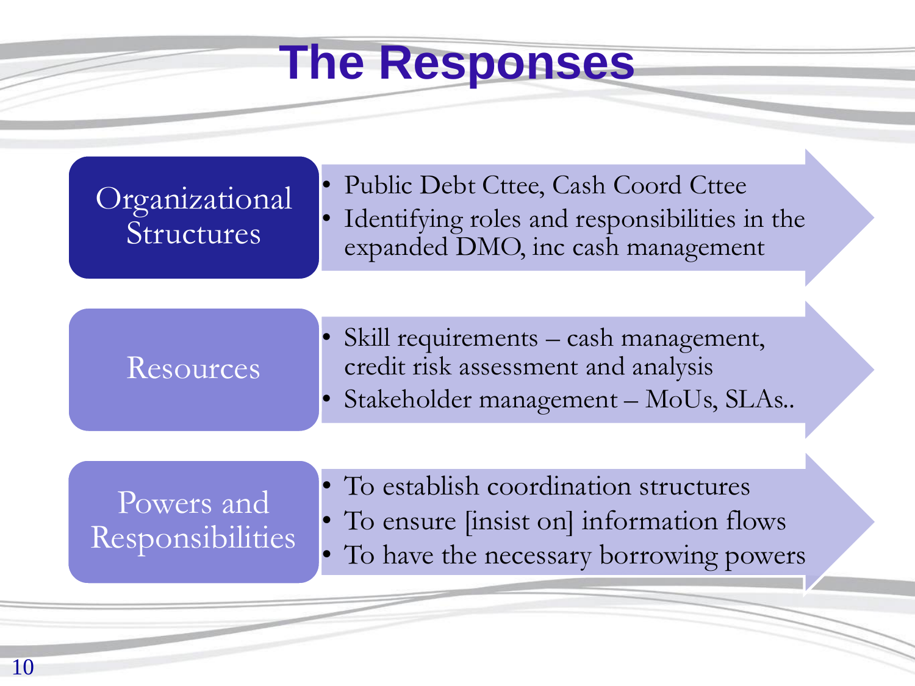# The Responses

## Organizational Structures

- Public Debt Cttee, Cash Coord Cttee
- Identifying roles and responsibilities in the expanded DMO, inc cash management

## Resources

- Skill requirements – cash management, credit risk assessment and analysis
- Stakeholder management – MoUs, SLAs..

## Powers and Responsibilities

- To establish coordination structures
- To ensure [insist on] information flows
- To have the necessary borrowing powers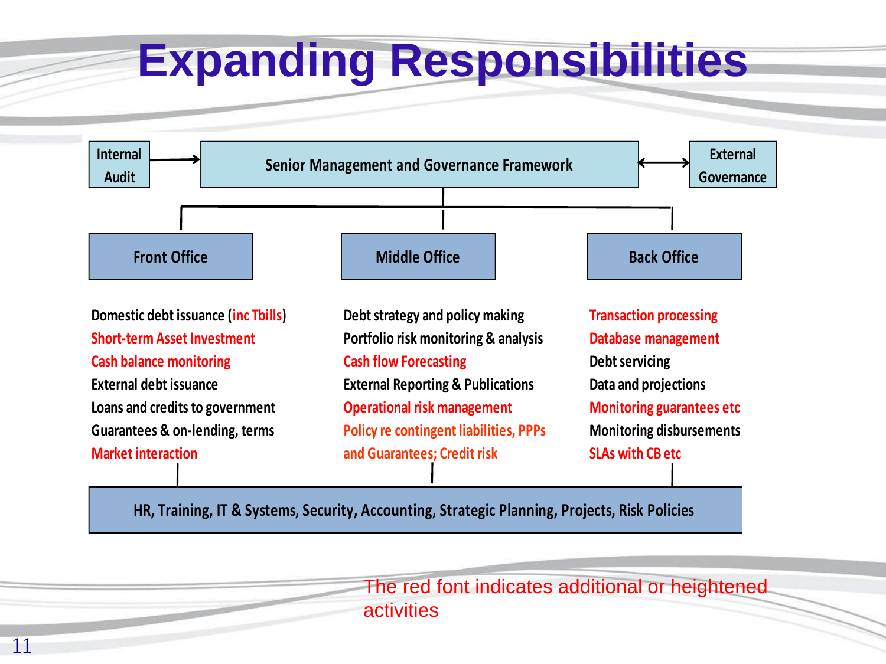# Expanding Responsibilities

Internal Audit → **Senior Management and Governance Framework** ↔ External Governance

| Front Office | Middle Office | Back Office |
|---|---|---|
| Domestic debt issuance (inc Tbills) | Debt strategy and policy making | Transaction processing |
| Short-term Asset Investment | Portfolio risk monitoring & analysis | Database management |
| Cash balance monitoring | Cash flow Forecasting | Debt servicing |
| External debt issuance | External Reporting & Publications | Data and projections |
| Loans and credits to government | Operational risk management | Monitoring guarantees etc |
| Guarantees & on-lending, terms | Policy re contingent liabilities, PPPs and Guarantees; Credit risk | Monitoring disbursements |
| Market interaction | | SLAs with CB etc |

HR, Training, IT & Systems, Security, Accounting, Strategic Planning, Projects, Risk Policies

The red font indicates additional or heightened activities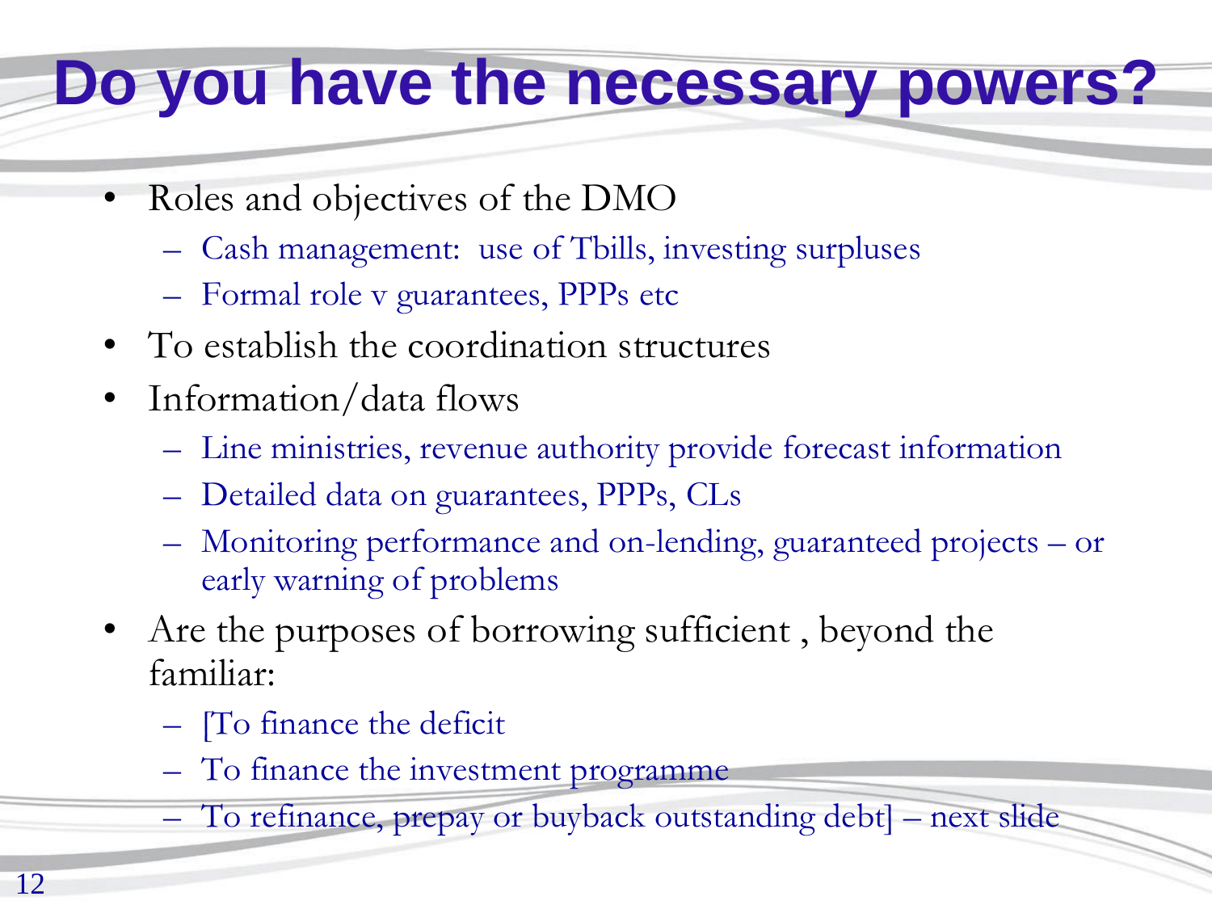# Do you have the necessary powers?

- Roles and objectives of the DMO
  - Cash management: use of Tbills, investing surpluses
  - Formal role v guarantees, PPPs etc
- To establish the coordination structures
- Information/data flows
  - Line ministries, revenue authority provide forecast information
  - Detailed data on guarantees, PPPs, CLs
  - Monitoring performance and on-lending, guaranteed projects – or early warning of problems
- Are the purposes of borrowing sufficient , beyond the familiar:
  - [To finance the deficit
  - To finance the investment programme
  - To refinance, prepay or buyback outstanding debt] – next slide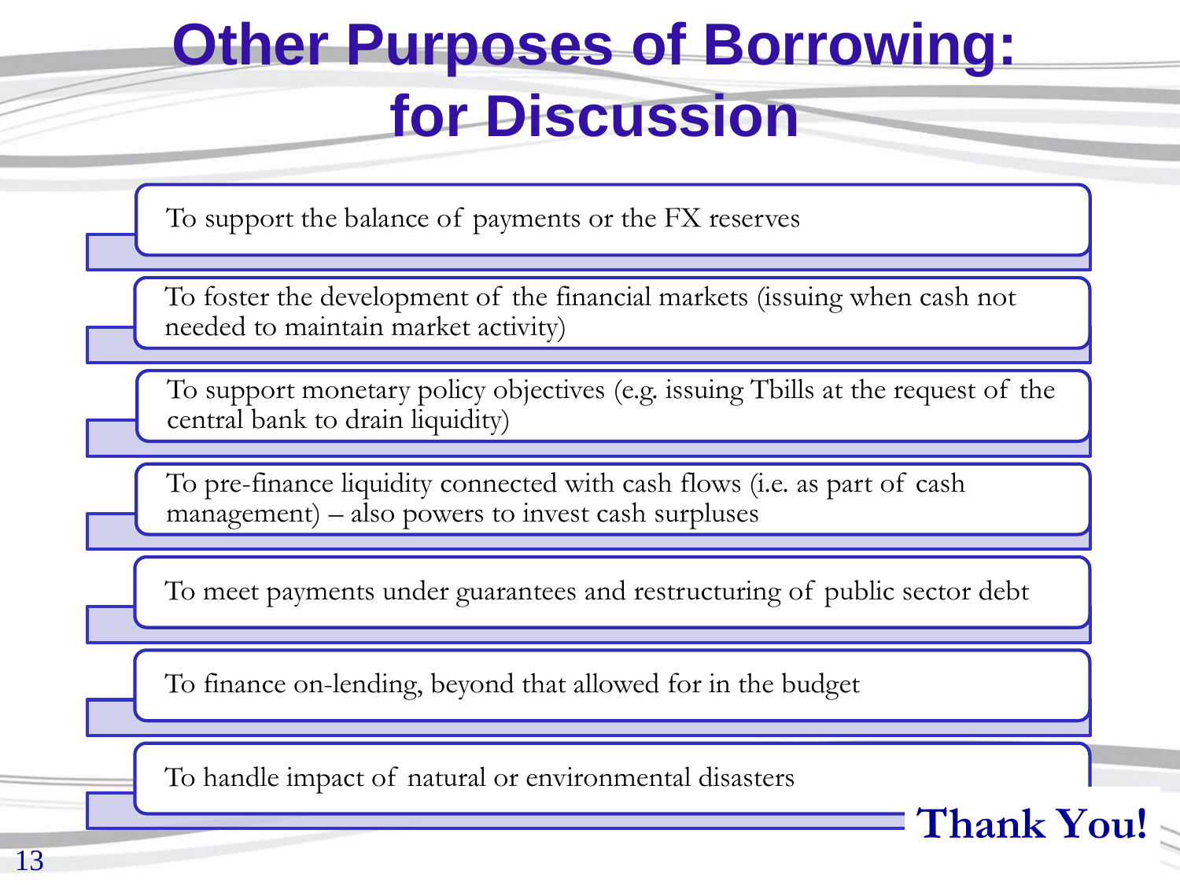# Other Purposes of Borrowing: for Discussion

- To support the balance of payments or the FX reserves
- To foster the development of the financial markets (issuing when cash not needed to maintain market activity)
- To support monetary policy objectives (e.g. issuing Tbills at the request of the central bank to drain liquidity)
- To pre-finance liquidity connected with cash flows (i.e. as part of cash management) – also powers to invest cash surpluses
- To meet payments under guarantees and restructuring of public sector debt
- To finance on-lending, beyond that allowed for in the budget
- To handle impact of natural or environmental disasters

**Thank You!**